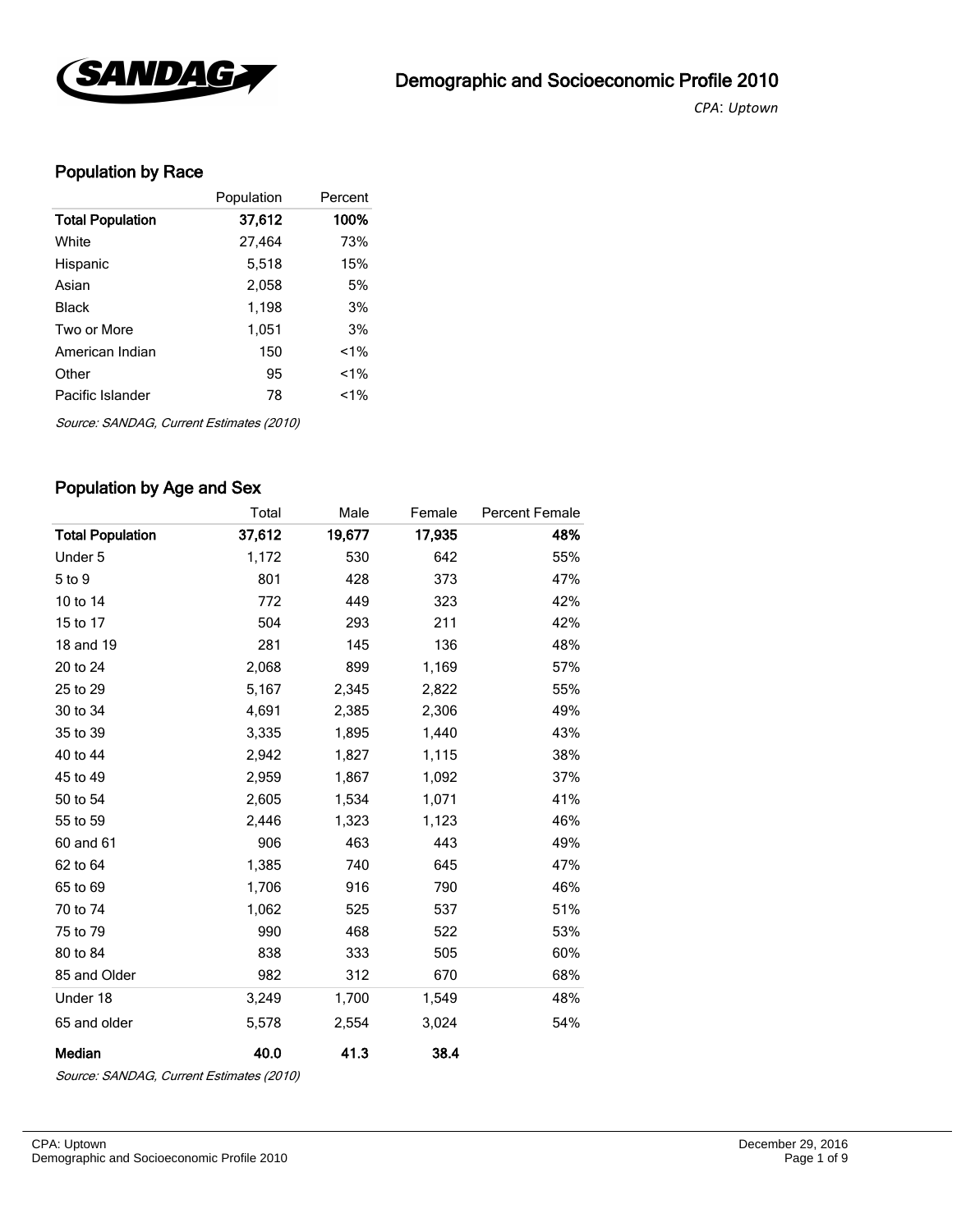# Demographic and Socioeconomic Profile 2010

*CPA: Uptown*

## Population by Race

| | Population | Percent |
|---|---|---|
| **Total Population** | **37,612** | **100%** |
| White | 27,464 | 73% |
| Hispanic | 5,518 | 15% |
| Asian | 2,058 | 5% |
| Black | 1,198 | 3% |
| Two or More | 1,051 | 3% |
| American Indian | 150 | <1% |
| Other | 95 | <1% |
| Pacific Islander | 78 | <1% |

*Source: SANDAG, Current Estimates (2010)*

## Population by Age and Sex

| | Total | Male | Female | Percent Female |
|---|---|---|---|---|
| **Total Population** | **37,612** | **19,677** | **17,935** | **48%** |
| Under 5 | 1,172 | 530 | 642 | 55% |
| 5 to 9 | 801 | 428 | 373 | 47% |
| 10 to 14 | 772 | 449 | 323 | 42% |
| 15 to 17 | 504 | 293 | 211 | 42% |
| 18 and 19 | 281 | 145 | 136 | 48% |
| 20 to 24 | 2,068 | 899 | 1,169 | 57% |
| 25 to 29 | 5,167 | 2,345 | 2,822 | 55% |
| 30 to 34 | 4,691 | 2,385 | 2,306 | 49% |
| 35 to 39 | 3,335 | 1,895 | 1,440 | 43% |
| 40 to 44 | 2,942 | 1,827 | 1,115 | 38% |
| 45 to 49 | 2,959 | 1,867 | 1,092 | 37% |
| 50 to 54 | 2,605 | 1,534 | 1,071 | 41% |
| 55 to 59 | 2,446 | 1,323 | 1,123 | 46% |
| 60 and 61 | 906 | 463 | 443 | 49% |
| 62 to 64 | 1,385 | 740 | 645 | 47% |
| 65 to 69 | 1,706 | 916 | 790 | 46% |
| 70 to 74 | 1,062 | 525 | 537 | 51% |
| 75 to 79 | 990 | 468 | 522 | 53% |
| 80 to 84 | 838 | 333 | 505 | 60% |
| 85 and Older | 982 | 312 | 670 | 68% |
| Under 18 | 3,249 | 1,700 | 1,549 | 48% |
| 65 and older | 5,578 | 2,554 | 3,024 | 54% |
| **Median** | **40.0** | **41.3** | **38.4** | |

*Source: SANDAG, Current Estimates (2010)*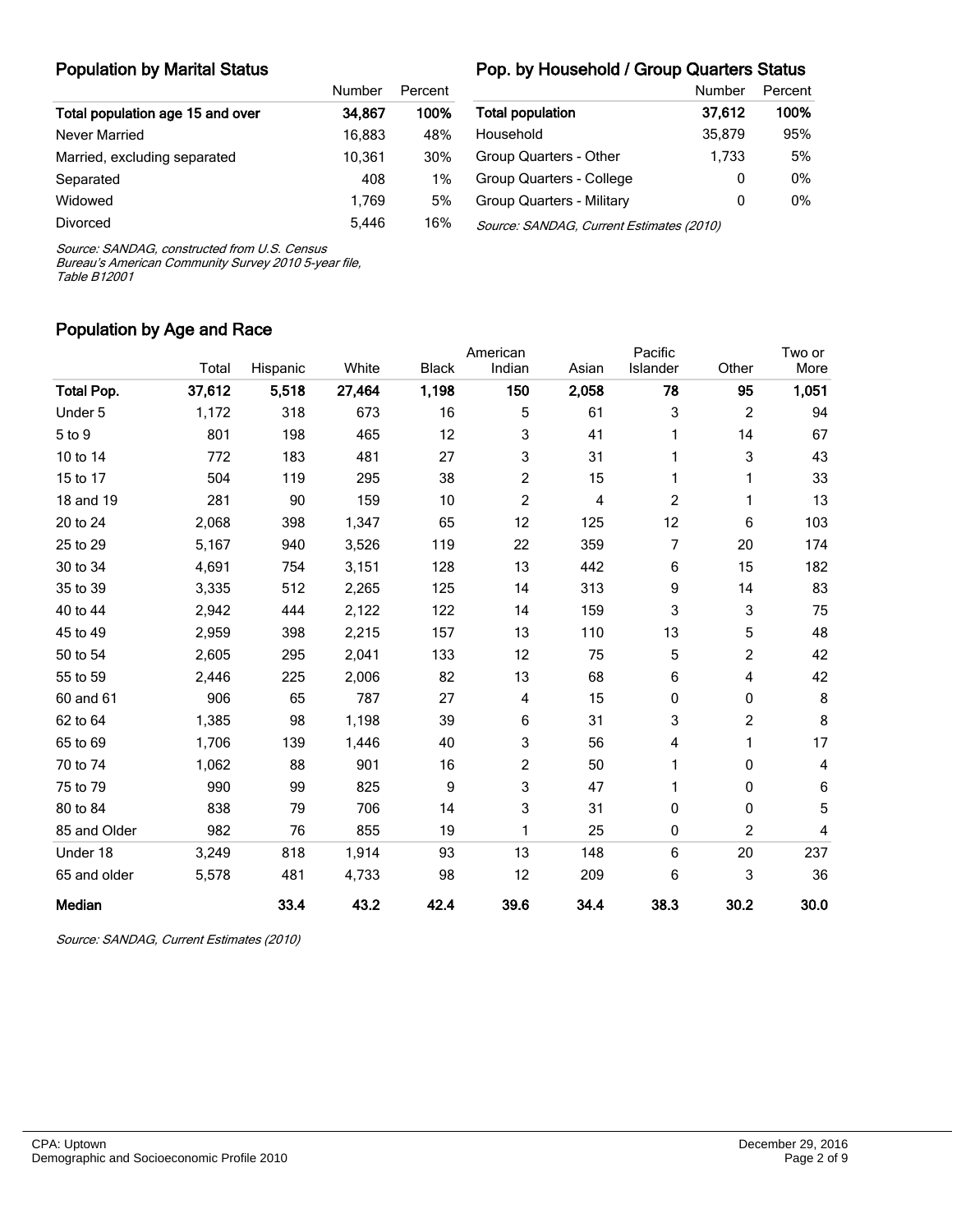## Population by Marital Status

| | Number | Percent |
|---|---|---|
| **Total population age 15 and over** | **34,867** | **100%** |
| Never Married | 16,883 | 48% |
| Married, excluding separated | 10,361 | 30% |
| Separated | 408 | 1% |
| Widowed | 1,769 | 5% |
| Divorced | 5,446 | 16% |

*Source: SANDAG, constructed from U.S. Census Bureau's American Community Survey 2010 5-year file, Table B12001*

## Pop. by Household / Group Quarters Status

| | Number | Percent |
|---|---|---|
| **Total population** | **37,612** | **100%** |
| Household | 35,879 | 95% |
| Group Quarters - Other | 1,733 | 5% |
| Group Quarters - College | 0 | 0% |
| Group Quarters - Military | 0 | 0% |

*Source: SANDAG, Current Estimates (2010)*

## Population by Age and Race

| | Total | Hispanic | White | Black | American Indian | Asian | Pacific Islander | Other | Two or More |
|---|---|---|---|---|---|---|---|---|---|
| **Total Pop.** | **37,612** | **5,518** | **27,464** | **1,198** | **150** | **2,058** | **78** | **95** | **1,051** |
| Under 5 | 1,172 | 318 | 673 | 16 | 5 | 61 | 3 | 2 | 94 |
| 5 to 9 | 801 | 198 | 465 | 12 | 3 | 41 | 1 | 14 | 67 |
| 10 to 14 | 772 | 183 | 481 | 27 | 3 | 31 | 1 | 3 | 43 |
| 15 to 17 | 504 | 119 | 295 | 38 | 2 | 15 | 1 | 1 | 33 |
| 18 and 19 | 281 | 90 | 159 | 10 | 2 | 4 | 2 | 1 | 13 |
| 20 to 24 | 2,068 | 398 | 1,347 | 65 | 12 | 125 | 12 | 6 | 103 |
| 25 to 29 | 5,167 | 940 | 3,526 | 119 | 22 | 359 | 7 | 20 | 174 |
| 30 to 34 | 4,691 | 754 | 3,151 | 128 | 13 | 442 | 6 | 15 | 182 |
| 35 to 39 | 3,335 | 512 | 2,265 | 125 | 14 | 313 | 9 | 14 | 83 |
| 40 to 44 | 2,942 | 444 | 2,122 | 122 | 14 | 159 | 3 | 3 | 75 |
| 45 to 49 | 2,959 | 398 | 2,215 | 157 | 13 | 110 | 13 | 5 | 48 |
| 50 to 54 | 2,605 | 295 | 2,041 | 133 | 12 | 75 | 5 | 2 | 42 |
| 55 to 59 | 2,446 | 225 | 2,006 | 82 | 13 | 68 | 6 | 4 | 42 |
| 60 and 61 | 906 | 65 | 787 | 27 | 4 | 15 | 0 | 0 | 8 |
| 62 to 64 | 1,385 | 98 | 1,198 | 39 | 6 | 31 | 3 | 2 | 8 |
| 65 to 69 | 1,706 | 139 | 1,446 | 40 | 3 | 56 | 4 | 1 | 17 |
| 70 to 74 | 1,062 | 88 | 901 | 16 | 2 | 50 | 1 | 0 | 4 |
| 75 to 79 | 990 | 99 | 825 | 9 | 3 | 47 | 1 | 0 | 6 |
| 80 to 84 | 838 | 79 | 706 | 14 | 3 | 31 | 0 | 0 | 5 |
| 85 and Older | 982 | 76 | 855 | 19 | 1 | 25 | 0 | 2 | 4 |
| Under 18 | 3,249 | 818 | 1,914 | 93 | 13 | 148 | 6 | 20 | 237 |
| 65 and older | 5,578 | 481 | 4,733 | 98 | 12 | 209 | 6 | 3 | 36 |
| **Median** | | **33.4** | **43.2** | **42.4** | **39.6** | **34.4** | **38.3** | **30.2** | **30.0** |

*Source: SANDAG, Current Estimates (2010)*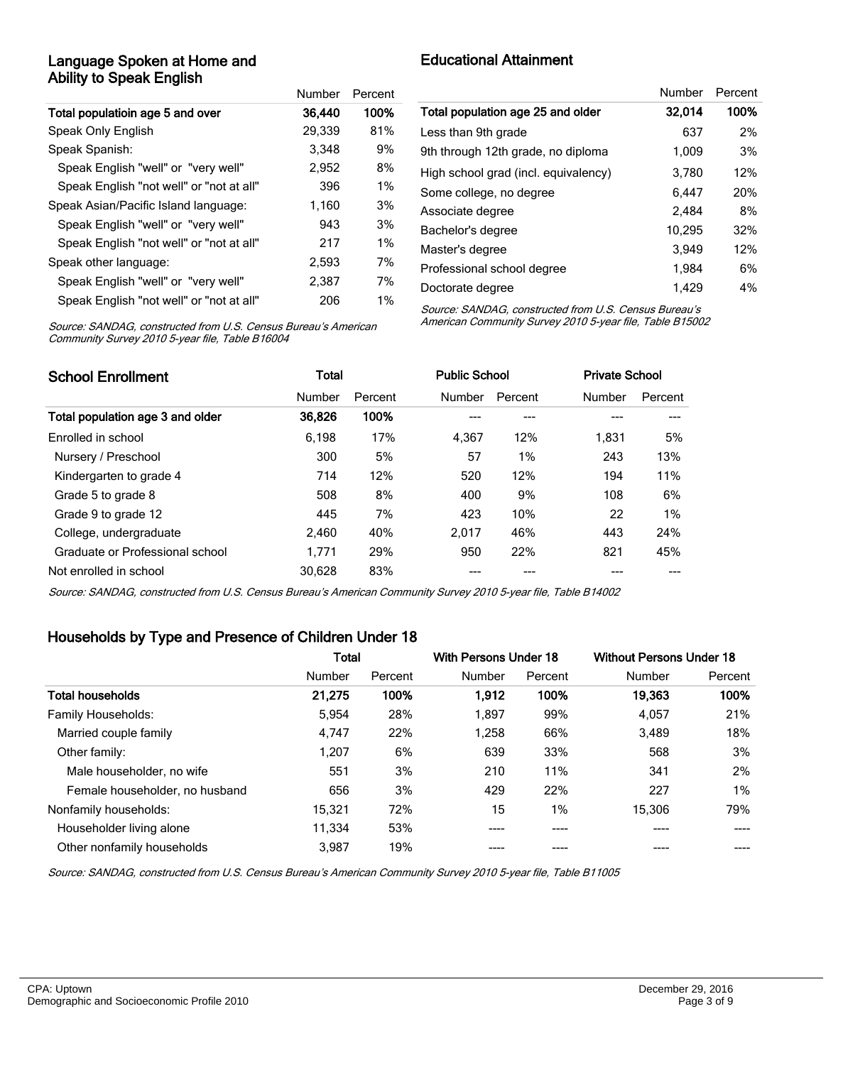## Language Spoken at Home and Ability to Speak English

| | Number | Percent |
|---|---|---|
| **Total populatioin age 5 and over** | **36,440** | **100%** |
| Speak Only English | 29,339 | 81% |
| Speak Spanish: | 3,348 | 9% |
| Speak English "well" or "very well" | 2,952 | 8% |
| Speak English "not well" or "not at all" | 396 | 1% |
| Speak Asian/Pacific Island language: | 1,160 | 3% |
| Speak English "well" or "very well" | 943 | 3% |
| Speak English "not well" or "not at all" | 217 | 1% |
| Speak other language: | 2,593 | 7% |
| Speak English "well" or "very well" | 2,387 | 7% |
| Speak English "not well" or "not at all" | 206 | 1% |

*Source: SANDAG, constructed from U.S. Census Bureau's American Community Survey 2010 5-year file, Table B16004*

## Educational Attainment

| | Number | Percent |
|---|---|---|
| **Total population age 25 and older** | **32,014** | **100%** |
| Less than 9th grade | 637 | 2% |
| 9th through 12th grade, no diploma | 1,009 | 3% |
| High school grad (incl. equivalency) | 3,780 | 12% |
| Some college, no degree | 6,447 | 20% |
| Associate degree | 2,484 | 8% |
| Bachelor's degree | 10,295 | 32% |
| Master's degree | 3,949 | 12% |
| Professional school degree | 1,984 | 6% |
| Doctorate degree | 1,429 | 4% |

*Source: SANDAG, constructed from U.S. Census Bureau's American Community Survey 2010 5-year file, Table B15002*

## School Enrollment

| | Total | | Public School | | Private School | |
|---|---|---|---|---|---|---|
| | Number | Percent | Number | Percent | Number | Percent |
| **Total population age 3 and older** | **36,826** | **100%** | --- | --- | --- | --- |
| Enrolled in school | 6,198 | 17% | 4,367 | 12% | 1,831 | 5% |
| Nursery / Preschool | 300 | 5% | 57 | 1% | 243 | 13% |
| Kindergarten to grade 4 | 714 | 12% | 520 | 12% | 194 | 11% |
| Grade 5 to grade 8 | 508 | 8% | 400 | 9% | 108 | 6% |
| Grade 9 to grade 12 | 445 | 7% | 423 | 10% | 22 | 1% |
| College, undergraduate | 2,460 | 40% | 2,017 | 46% | 443 | 24% |
| Graduate or Professional school | 1,771 | 29% | 950 | 22% | 821 | 45% |
| Not enrolled in school | 30,628 | 83% | --- | --- | --- | --- |

*Source: SANDAG, constructed from U.S. Census Bureau's American Community Survey 2010 5-year file, Table B14002*

## Households by Type and Presence of Children Under 18

| | Total | | With Persons Under 18 | | Without Persons Under 18 | |
|---|---|---|---|---|---|---|
| | Number | Percent | Number | Percent | Number | Percent |
| **Total households** | **21,275** | **100%** | **1,912** | **100%** | **19,363** | **100%** |
| Family Households: | 5,954 | 28% | 1,897 | 99% | 4,057 | 21% |
| Married couple family | 4,747 | 22% | 1,258 | 66% | 3,489 | 18% |
| Other family: | 1,207 | 6% | 639 | 33% | 568 | 3% |
| Male householder, no wife | 551 | 3% | 210 | 11% | 341 | 2% |
| Female householder, no husband | 656 | 3% | 429 | 22% | 227 | 1% |
| Nonfamily households: | 15,321 | 72% | 15 | 1% | 15,306 | 79% |
| Householder living alone | 11,334 | 53% | ---- | ---- | ---- | ---- |
| Other nonfamily households | 3,987 | 19% | ---- | ---- | ---- | ---- |

*Source: SANDAG, constructed from U.S. Census Bureau's American Community Survey 2010 5-year file, Table B11005*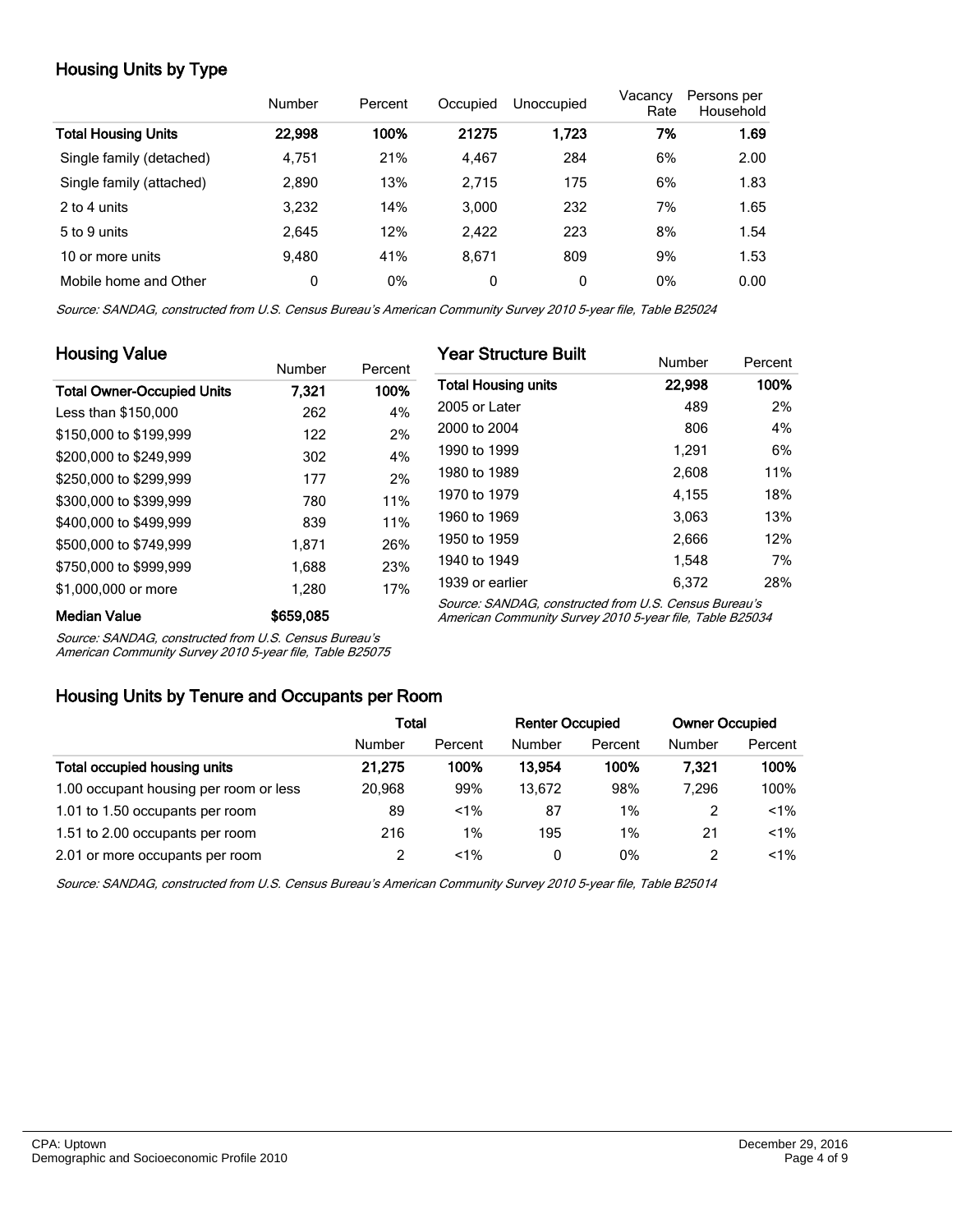## Housing Units by Type

| | Number | Percent | Occupied | Unoccupied | Vacancy Rate | Persons per Household |
|---|---|---|---|---|---|---|
| **Total Housing Units** | **22,998** | **100%** | **21275** | **1,723** | **7%** | **1.69** |
| Single family (detached) | 4,751 | 21% | 4,467 | 284 | 6% | 2.00 |
| Single family (attached) | 2,890 | 13% | 2,715 | 175 | 6% | 1.83 |
| 2 to 4 units | 3,232 | 14% | 3,000 | 232 | 7% | 1.65 |
| 5 to 9 units | 2,645 | 12% | 2,422 | 223 | 8% | 1.54 |
| 10 or more units | 9,480 | 41% | 8,671 | 809 | 9% | 1.53 |
| Mobile home and Other | 0 | 0% | 0 | 0 | 0% | 0.00 |

*Source: SANDAG, constructed from U.S. Census Bureau's American Community Survey 2010 5-year file, Table B25024*

## Housing Value

| | Number | Percent |
|---|---|---|
| **Total Owner-Occupied Units** | **7,321** | **100%** |
| Less than $150,000 | 262 | 4% |
| $150,000 to $199,999 | 122 | 2% |
| $200,000 to $249,999 | 302 | 4% |
| $250,000 to $299,999 | 177 | 2% |
| $300,000 to $399,999 | 780 | 11% |
| $400,000 to $499,999 | 839 | 11% |
| $500,000 to $749,999 | 1,871 | 26% |
| $750,000 to $999,999 | 1,688 | 23% |
| $1,000,000 or more | 1,280 | 17% |
| **Median Value** | **$659,085** | |

*Source: SANDAG, constructed from U.S. Census Bureau's American Community Survey 2010 5-year file, Table B25075*

## Year Structure Built

| | Number | Percent |
|---|---|---|
| **Total Housing units** | **22,998** | **100%** |
| 2005 or Later | 489 | 2% |
| 2000 to 2004 | 806 | 4% |
| 1990 to 1999 | 1,291 | 6% |
| 1980 to 1989 | 2,608 | 11% |
| 1970 to 1979 | 4,155 | 18% |
| 1960 to 1969 | 3,063 | 13% |
| 1950 to 1959 | 2,666 | 12% |
| 1940 to 1949 | 1,548 | 7% |
| 1939 or earlier | 6,372 | 28% |

*Source: SANDAG, constructed from U.S. Census Bureau's American Community Survey 2010 5-year file, Table B25034*

## Housing Units by Tenure and Occupants per Room

| | **Total** | | **Renter Occupied** | | **Owner Occupied** | |
|---|---|---|---|---|---|---|
| | Number | Percent | Number | Percent | Number | Percent |
| **Total occupied housing units** | **21,275** | **100%** | **13,954** | **100%** | **7,321** | **100%** |
| 1.00 occupant housing per room or less | 20,968 | 99% | 13,672 | 98% | 7,296 | 100% |
| 1.01 to 1.50 occupants per room | 89 | <1% | 87 | 1% | 2 | <1% |
| 1.51 to 2.00 occupants per room | 216 | 1% | 195 | 1% | 21 | <1% |
| 2.01 or more occupants per room | 2 | <1% | 0 | 0% | 2 | <1% |

*Source: SANDAG, constructed from U.S. Census Bureau's American Community Survey 2010 5-year file, Table B25014*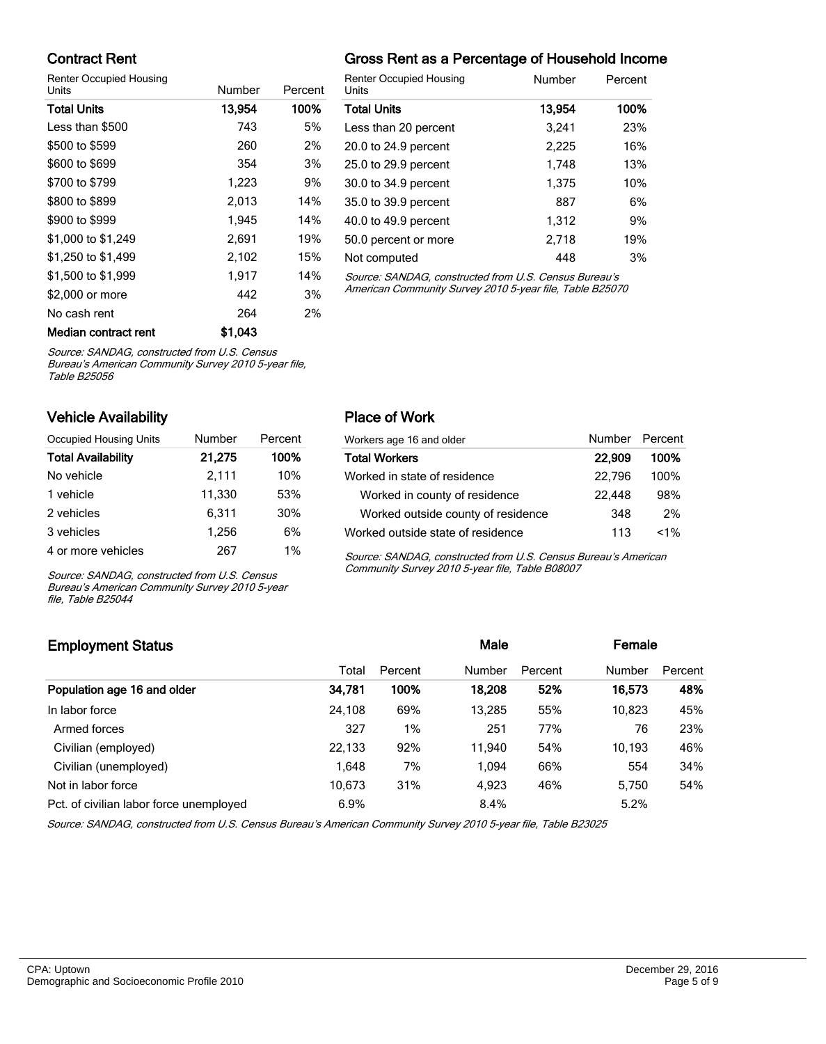## Contract Rent

| Renter Occupied Housing Units | Number | Percent |
|---|---|---|
| **Total Units** | **13,954** | **100%** |
| Less than $500 | 743 | 5% |
| $500 to $599 | 260 | 2% |
| $600 to $699 | 354 | 3% |
| $700 to $799 | 1,223 | 9% |
| $800 to $899 | 2,013 | 14% |
| $900 to $999 | 1,945 | 14% |
| $1,000 to $1,249 | 2,691 | 19% |
| $1,250 to $1,499 | 2,102 | 15% |
| $1,500 to $1,999 | 1,917 | 14% |
| $2,000 or more | 442 | 3% |
| No cash rent | 264 | 2% |
| **Median contract rent** | **$1,043** | |

*Source: SANDAG, constructed from U.S. Census Bureau's American Community Survey 2010 5-year file, Table B25056*

## Gross Rent as a Percentage of Household Income

| Renter Occupied Housing Units | Number | Percent |
|---|---|---|
| **Total Units** | **13,954** | **100%** |
| Less than 20 percent | 3,241 | 23% |
| 20.0 to 24.9 percent | 2,225 | 16% |
| 25.0 to 29.9 percent | 1,748 | 13% |
| 30.0 to 34.9 percent | 1,375 | 10% |
| 35.0 to 39.9 percent | 887 | 6% |
| 40.0 to 49.9 percent | 1,312 | 9% |
| 50.0 percent or more | 2,718 | 19% |
| Not computed | 448 | 3% |

*Source: SANDAG, constructed from U.S. Census Bureau's American Community Survey 2010 5-year file, Table B25070*

## Vehicle Availability

| Occupied Housing Units | Number | Percent |
|---|---|---|
| **Total Availability** | **21,275** | **100%** |
| No vehicle | 2,111 | 10% |
| 1 vehicle | 11,330 | 53% |
| 2 vehicles | 6,311 | 30% |
| 3 vehicles | 1,256 | 6% |
| 4 or more vehicles | 267 | 1% |

*Source: SANDAG, constructed from U.S. Census Bureau's American Community Survey 2010 5-year file, Table B25044*

## Place of Work

| Workers age 16 and older | Number | Percent |
|---|---|---|
| **Total Workers** | **22,909** | **100%** |
| Worked in state of residence | 22,796 | 100% |
| Worked in county of residence | 22,448 | 98% |
| Worked outside county of residence | 348 | 2% |
| Worked outside state of residence | 113 | <1% |

*Source: SANDAG, constructed from U.S. Census Bureau's American Community Survey 2010 5-year file, Table B08007*

## Employment Status

| | Total | Percent | Male Number | Male Percent | Female Number | Female Percent |
|---|---|---|---|---|---|---|
| **Population age 16 and older** | **34,781** | **100%** | **18,208** | **52%** | **16,573** | **48%** |
| In labor force | 24,108 | 69% | 13,285 | 55% | 10,823 | 45% |
| Armed forces | 327 | 1% | 251 | 77% | 76 | 23% |
| Civilian (employed) | 22,133 | 92% | 11,940 | 54% | 10,193 | 46% |
| Civilian (unemployed) | 1,648 | 7% | 1,094 | 66% | 554 | 34% |
| Not in labor force | 10,673 | 31% | 4,923 | 46% | 5,750 | 54% |
| Pct. of civilian labor force unemployed | 6.9% | | 8.4% | | 5.2% | |

*Source: SANDAG, constructed from U.S. Census Bureau's American Community Survey 2010 5-year file, Table B23025*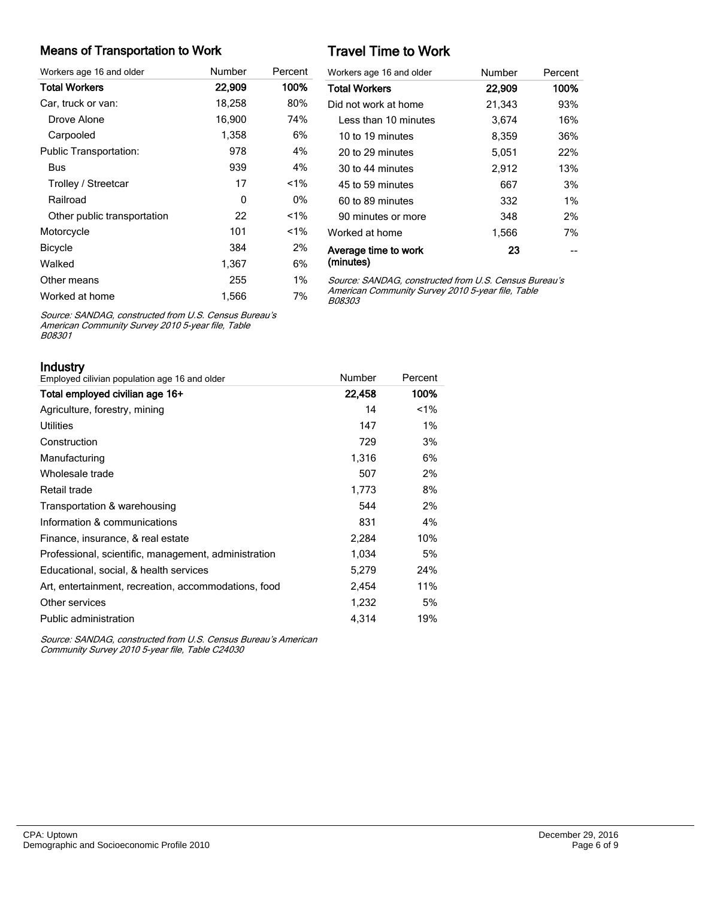## Means of Transportation to Work

| Workers age 16 and older | Number | Percent |
|---|---|---|
| **Total Workers** | **22,909** | **100%** |
| Car, truck or van: | 18,258 | 80% |
| Drove Alone | 16,900 | 74% |
| Carpooled | 1,358 | 6% |
| Public Transportation: | 978 | 4% |
| Bus | 939 | 4% |
| Trolley / Streetcar | 17 | <1% |
| Railroad | 0 | 0% |
| Other public transportation | 22 | <1% |
| Motorcycle | 101 | <1% |
| Bicycle | 384 | 2% |
| Walked | 1,367 | 6% |
| Other means | 255 | 1% |
| Worked at home | 1,566 | 7% |

*Source: SANDAG, constructed from U.S. Census Bureau's American Community Survey 2010 5-year file, Table B08301*

## Travel Time to Work

| Workers age 16 and older | Number | Percent |
|---|---|---|
| **Total Workers** | **22,909** | **100%** |
| Did not work at home | 21,343 | 93% |
| Less than 10 minutes | 3,674 | 16% |
| 10 to 19 minutes | 8,359 | 36% |
| 20 to 29 minutes | 5,051 | 22% |
| 30 to 44 minutes | 2,912 | 13% |
| 45 to 59 minutes | 667 | 3% |
| 60 to 89 minutes | 332 | 1% |
| 90 minutes or more | 348 | 2% |
| Worked at home | 1,566 | 7% |
| **Average time to work (minutes)** | **23** | -- |

*Source: SANDAG, constructed from U.S. Census Bureau's American Community Survey 2010 5-year file, Table B08303*

## Industry

| Employed cilivian population age 16 and older | Number | Percent |
|---|---|---|
| **Total employed civilian age 16+** | **22,458** | **100%** |
| Agriculture, forestry, mining | 14 | <1% |
| Utilities | 147 | 1% |
| Construction | 729 | 3% |
| Manufacturing | 1,316 | 6% |
| Wholesale trade | 507 | 2% |
| Retail trade | 1,773 | 8% |
| Transportation & warehousing | 544 | 2% |
| Information & communications | 831 | 4% |
| Finance, insurance, & real estate | 2,284 | 10% |
| Professional, scientific, management, administration | 1,034 | 5% |
| Educational, social, & health services | 5,279 | 24% |
| Art, entertainment, recreation, accommodations, food | 2,454 | 11% |
| Other services | 1,232 | 5% |
| Public administration | 4,314 | 19% |

*Source: SANDAG, constructed from U.S. Census Bureau's American Community Survey 2010 5-year file, Table C24030*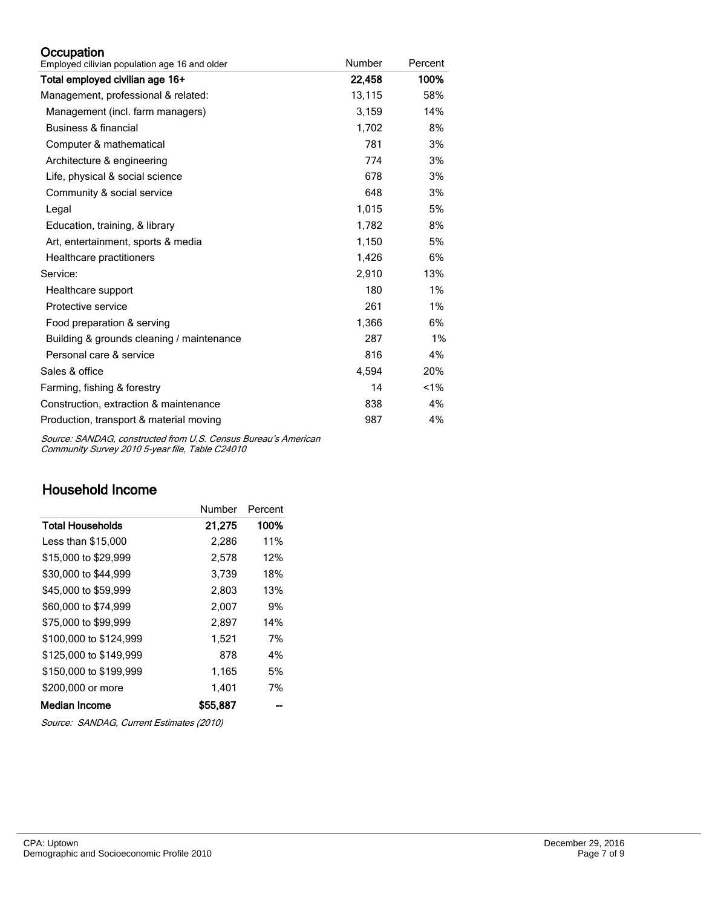## Occupation

| Employed cilivian population age 16 and older | Number | Percent |
|---|---|---|
| **Total employed civilian age 16+** | **22,458** | **100%** |
| Management, professional & related: | 13,115 | 58% |
| Management (incl. farm managers) | 3,159 | 14% |
| Business & financial | 1,702 | 8% |
| Computer & mathematical | 781 | 3% |
| Architecture & engineering | 774 | 3% |
| Life, physical & social science | 678 | 3% |
| Community & social service | 648 | 3% |
| Legal | 1,015 | 5% |
| Education, training, & library | 1,782 | 8% |
| Art, entertainment, sports & media | 1,150 | 5% |
| Healthcare practitioners | 1,426 | 6% |
| Service: | 2,910 | 13% |
| Healthcare support | 180 | 1% |
| Protective service | 261 | 1% |
| Food preparation & serving | 1,366 | 6% |
| Building & grounds cleaning / maintenance | 287 | 1% |
| Personal care & service | 816 | 4% |
| Sales & office | 4,594 | 20% |
| Farming, fishing & forestry | 14 | <1% |
| Construction, extraction & maintenance | 838 | 4% |
| Production, transport & material moving | 987 | 4% |

*Source: SANDAG, constructed from U.S. Census Bureau's American Community Survey 2010 5-year file, Table C24010*

## Household Income

| | Number | Percent |
|---|---|---|
| **Total Households** | **21,275** | **100%** |
| Less than $15,000 | 2,286 | 11% |
| $15,000 to $29,999 | 2,578 | 12% |
| $30,000 to $44,999 | 3,739 | 18% |
| $45,000 to $59,999 | 2,803 | 13% |
| $60,000 to $74,999 | 2,007 | 9% |
| $75,000 to $99,999 | 2,897 | 14% |
| $100,000 to $124,999 | 1,521 | 7% |
| $125,000 to $149,999 | 878 | 4% |
| $150,000 to $199,999 | 1,165 | 5% |
| $200,000 or more | 1,401 | 7% |
| **Median Income** | **$55,887** | **--** |

*Source: SANDAG, Current Estimates (2010)*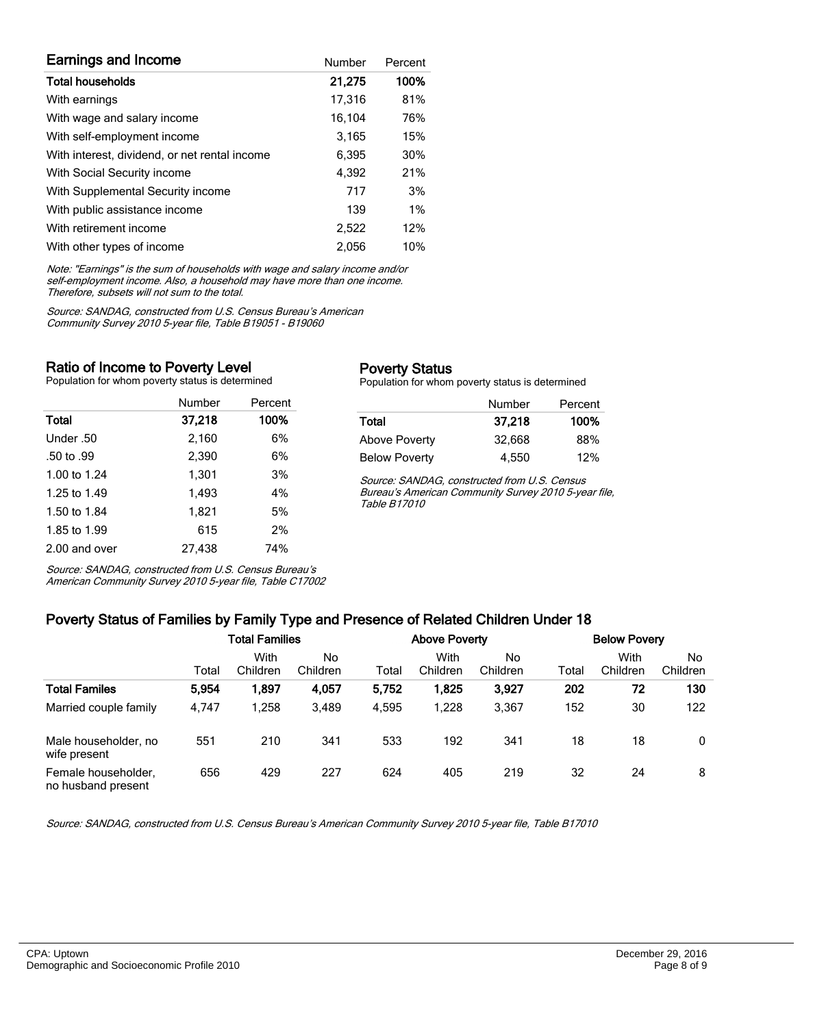## Earnings and Income

| Earnings and Income | Number | Percent |
|---|---|---|
| **Total households** | **21,275** | **100%** |
| With earnings | 17,316 | 81% |
| With wage and salary income | 16,104 | 76% |
| With self-employment income | 3,165 | 15% |
| With interest, dividend, or net rental income | 6,395 | 30% |
| With Social Security income | 4,392 | 21% |
| With Supplemental Security income | 717 | 3% |
| With public assistance income | 139 | 1% |
| With retirement income | 2,522 | 12% |
| With other types of income | 2,056 | 10% |

*Note: "Earnings" is the sum of households with wage and salary income and/or self-employment income. Also, a household may have more than one income. Therefore, subsets will not sum to the total.*

*Source: SANDAG, constructed from U.S. Census Bureau's American Community Survey 2010 5-year file, Table B19051 - B19060*

## Ratio of Income to Poverty Level

Population for whom poverty status is determined

| | Number | Percent |
|---|---|---|
| **Total** | **37,218** | **100%** |
| Under .50 | 2,160 | 6% |
| .50 to .99 | 2,390 | 6% |
| 1.00 to 1.24 | 1,301 | 3% |
| 1.25 to 1.49 | 1,493 | 4% |
| 1.50 to 1.84 | 1,821 | 5% |
| 1.85 to 1.99 | 615 | 2% |
| 2.00 and over | 27,438 | 74% |

*Source: SANDAG, constructed from U.S. Census Bureau's American Community Survey 2010 5-year file, Table C17002*

## Poverty Status

Population for whom poverty status is determined

| | Number | Percent |
|---|---|---|
| **Total** | **37,218** | **100%** |
| Above Poverty | 32,668 | 88% |
| Below Poverty | 4,550 | 12% |

*Source: SANDAG, constructed from U.S. Census Bureau's American Community Survey 2010 5-year file, Table B17010*

## Poverty Status of Families by Family Type and Presence of Related Children Under 18

| | Total Families | | | Above Poverty | | | Below Povery | | |
|---|---|---|---|---|---|---|---|---|---|
| | Total | With Children | No Children | Total | With Children | No Children | Total | With Children | No Children |
| **Total Familes** | **5,954** | **1,897** | **4,057** | **5,752** | **1,825** | **3,927** | **202** | **72** | **130** |
| Married couple family | 4,747 | 1,258 | 3,489 | 4,595 | 1,228 | 3,367 | 152 | 30 | 122 |
| Male householder, no wife present | 551 | 210 | 341 | 533 | 192 | 341 | 18 | 18 | 0 |
| Female householder, no husband present | 656 | 429 | 227 | 624 | 405 | 219 | 32 | 24 | 8 |

*Source: SANDAG, constructed from U.S. Census Bureau's American Community Survey 2010 5-year file, Table B17010*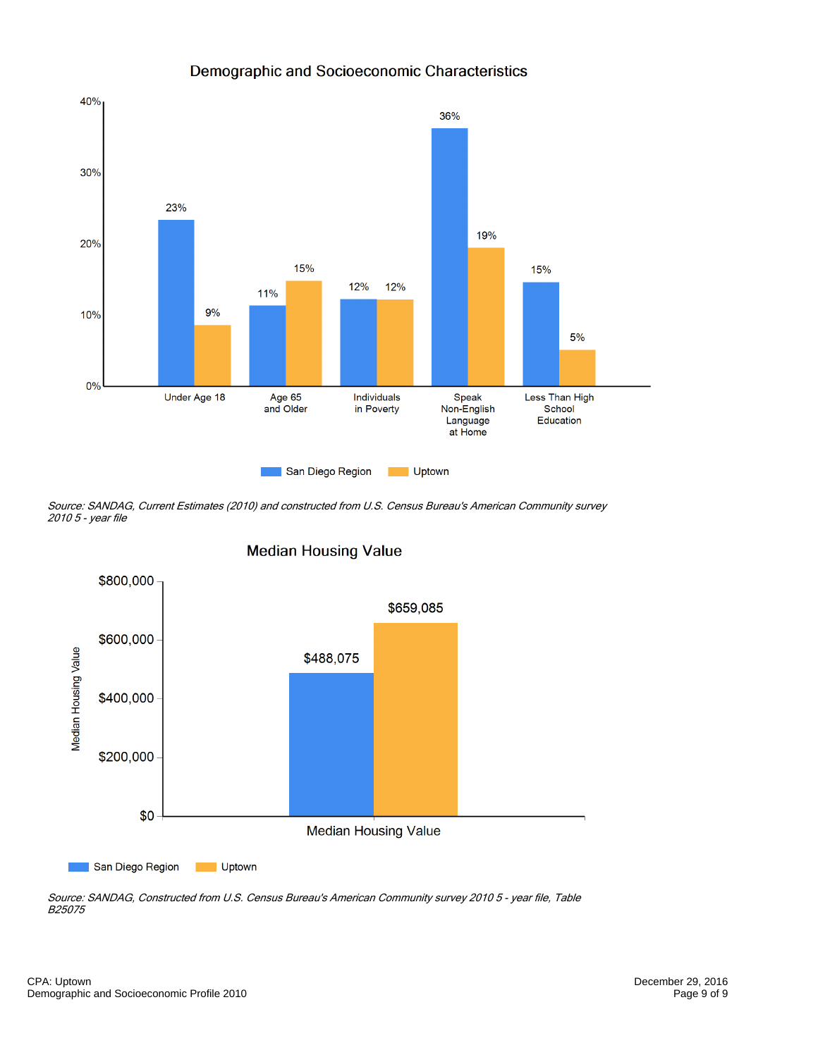## Demographic and Socioeconomic Characteristics

40%
30%
20%
10%
0%

23%
9%
11%
15%
12%
12%
36%
19%
15%
5%

Under Age 18
Age 65 and Older
Individuals in Poverty
Speak Non-English Language at Home
Less Than High School Education

San Diego Region
Uptown

*Source: SANDAG, Current Estimates (2010) and constructed from U.S. Census Bureau's American Community survey 2010 5 - year file*

## Median Housing Value

$800,000
$600,000
$400,000
$200,000
$0

Median Housing Value

$488,075
$659,085

Median Housing Value

San Diego Region
Uptown

*Source: SANDAG, Constructed from U.S. Census Bureau's American Community survey 2010 5 - year file, Table B25075*